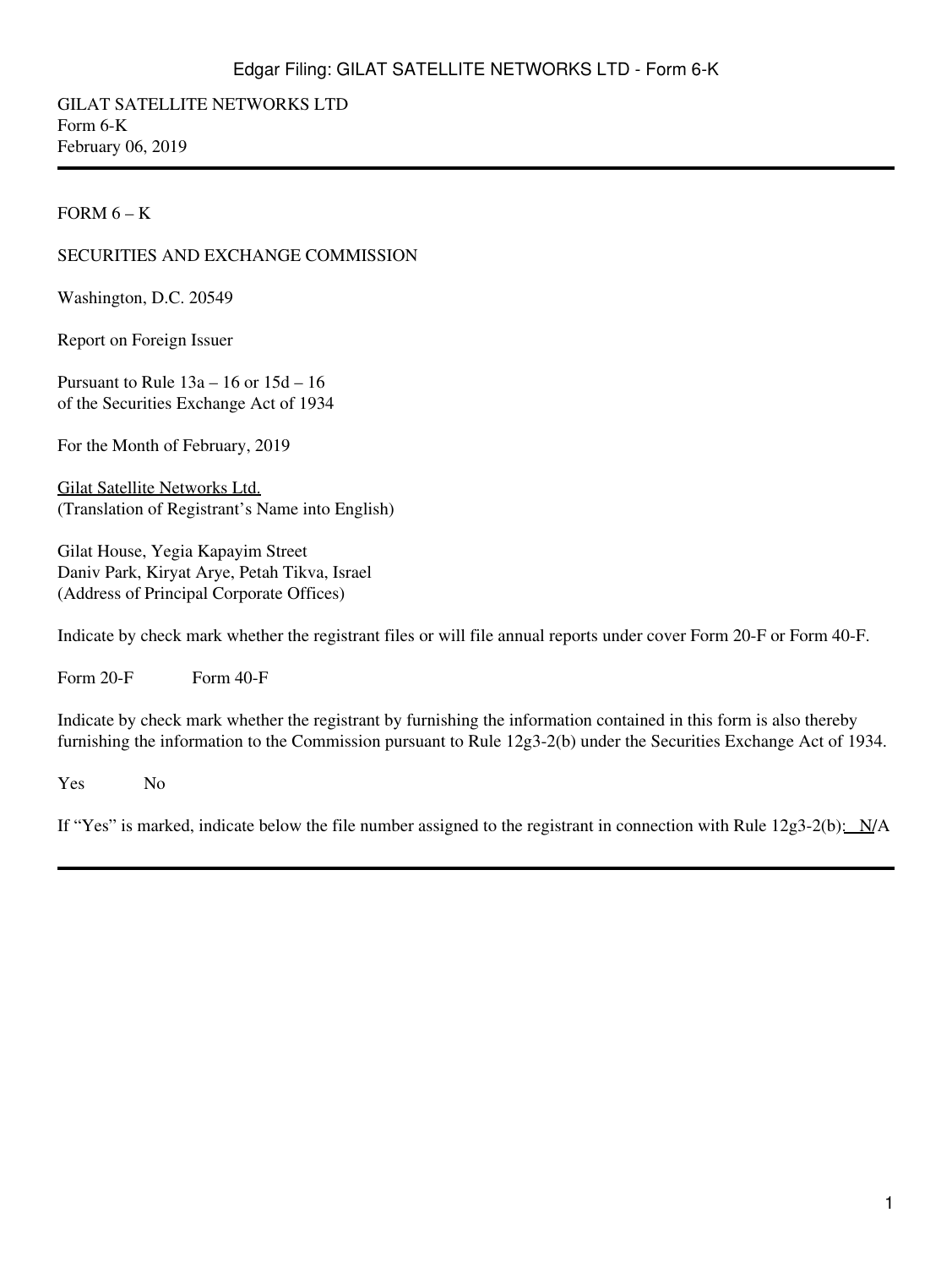GILAT SATELLITE NETWORKS LTD
Form 6-K
February 06, 2019

FORM 6 – K

SECURITIES AND EXCHANGE COMMISSION

Washington, D.C. 20549

Report on Foreign Issuer

Pursuant to Rule 13a – 16 or 15d – 16
of the Securities Exchange Act of 1934

For the Month of February, 2019

Gilat Satellite Networks Ltd.
(Translation of Registrant's Name into English)

Gilat House, Yegia Kapayim Street
Daniv Park, Kiryat Arye, Petah Tikva, Israel
(Address of Principal Corporate Offices)

Indicate by check mark whether the registrant files or will file annual reports under cover Form 20-F or Form 40-F.

Form 20-F Form 40-F

Indicate by check mark whether the registrant by furnishing the information contained in this form is also thereby furnishing the information to the Commission pursuant to Rule 12g3-2(b) under the Securities Exchange Act of 1934.

Yes No

If "Yes" is marked, indicate below the file number assigned to the registrant in connection with Rule 12g3-2(b): N/A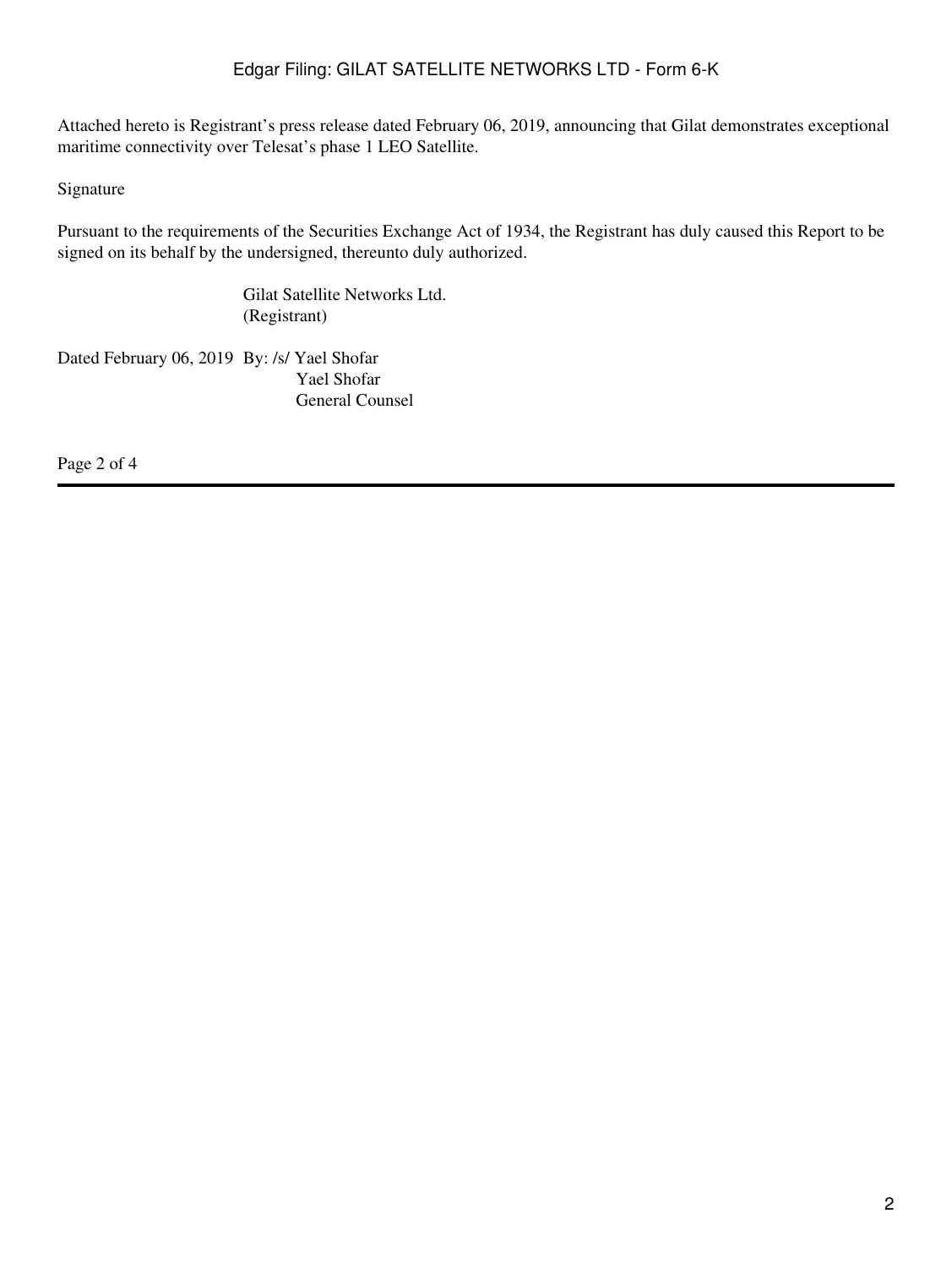Attached hereto is Registrant's press release dated February 06, 2019, announcing that Gilat demonstrates exceptional maritime connectivity over Telesat's phase 1 LEO Satellite.

Signature

Pursuant to the requirements of the Securities Exchange Act of 1934, the Registrant has duly caused this Report to be signed on its behalf by the undersigned, thereunto duly authorized.

Gilat Satellite Networks Ltd.
(Registrant)

Dated February 06, 2019 By: /s/ Yael Shofar
Yael Shofar
General Counsel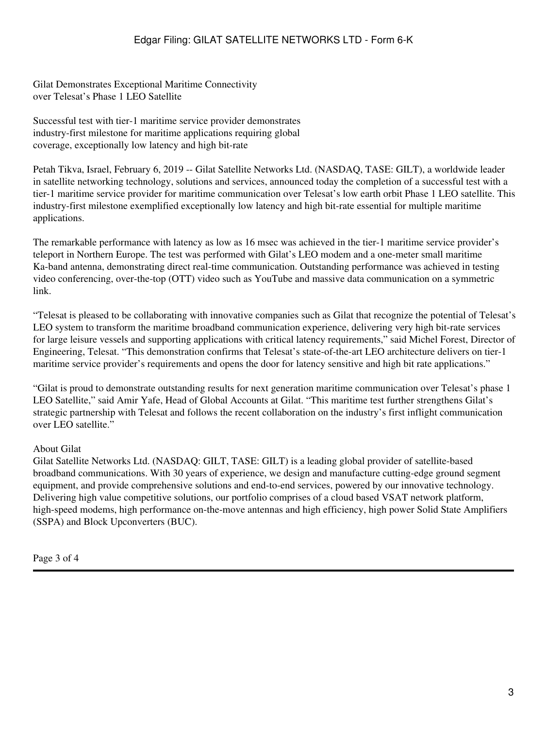# Gilat Demonstrates Exceptional Maritime Connectivity over Telesat's Phase 1 LEO Satellite

## Successful test with tier-1 maritime service provider demonstrates industry-first milestone for maritime applications requiring global coverage, exceptionally low latency and high bit-rate

Petah Tikva, Israel, February 6, 2019 -- Gilat Satellite Networks Ltd. (NASDAQ, TASE: GILT), a worldwide leader in satellite networking technology, solutions and services, announced today the completion of a successful test with a tier-1 maritime service provider for maritime communication over Telesat's low earth orbit Phase 1 LEO satellite. This industry-first milestone exemplified exceptionally low latency and high bit-rate essential for multiple maritime applications.

The remarkable performance with latency as low as 16 msec was achieved in the tier-1 maritime service provider's teleport in Northern Europe. The test was performed with Gilat's LEO modem and a one-meter small maritime Ka-band antenna, demonstrating direct real-time communication. Outstanding performance was achieved in testing video conferencing, over-the-top (OTT) video such as YouTube and massive data communication on a symmetric link.

"Telesat is pleased to be collaborating with innovative companies such as Gilat that recognize the potential of Telesat's LEO system to transform the maritime broadband communication experience, delivering very high bit-rate services for large leisure vessels and supporting applications with critical latency requirements," said Michel Forest, Director of Engineering, Telesat. "This demonstration confirms that Telesat's state-of-the-art LEO architecture delivers on tier-1 maritime service provider's requirements and opens the door for latency sensitive and high bit rate applications."

"Gilat is proud to demonstrate outstanding results for next generation maritime communication over Telesat's phase 1 LEO Satellite," said Amir Yafe, Head of Global Accounts at Gilat. "This maritime test further strengthens Gilat's strategic partnership with Telesat and follows the recent collaboration on the industry's first inflight communication over LEO satellite."

### About Gilat

Gilat Satellite Networks Ltd. (NASDAQ: GILT, TASE: GILT) is a leading global provider of satellite-based broadband communications. With 30 years of experience, we design and manufacture cutting-edge ground segment equipment, and provide comprehensive solutions and end-to-end services, powered by our innovative technology. Delivering high value competitive solutions, our portfolio comprises of a cloud based VSAT network platform, high-speed modems, high performance on-the-move antennas and high efficiency, high power Solid State Amplifiers (SSPA) and Block Upconverters (BUC).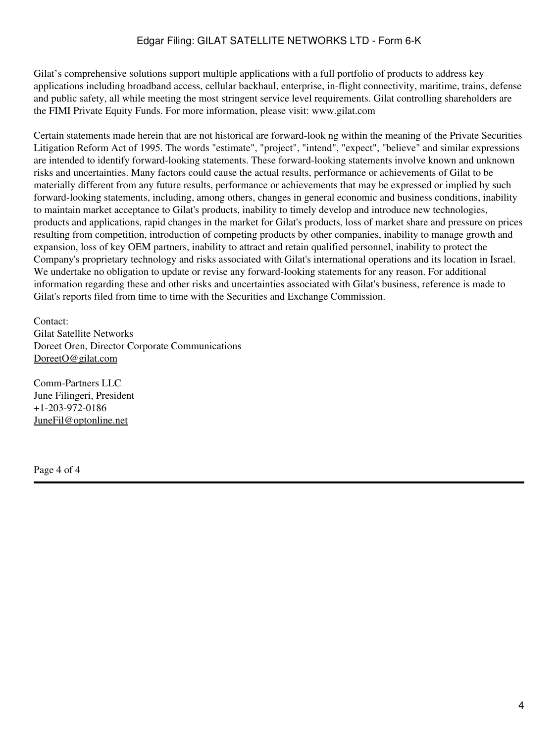Gilat's comprehensive solutions support multiple applications with a full portfolio of products to address key applications including broadband access, cellular backhaul, enterprise, in-flight connectivity, maritime, trains, defense and public safety, all while meeting the most stringent service level requirements. Gilat controlling shareholders are the FIMI Private Equity Funds. For more information, please visit: www.gilat.com

Certain statements made herein that are not historical are forward-look ng within the meaning of the Private Securities Litigation Reform Act of 1995. The words "estimate", "project", "intend", "expect", "believe" and similar expressions are intended to identify forward-looking statements. These forward-looking statements involve known and unknown risks and uncertainties. Many factors could cause the actual results, performance or achievements of Gilat to be materially different from any future results, performance or achievements that may be expressed or implied by such forward-looking statements, including, among others, changes in general economic and business conditions, inability to maintain market acceptance to Gilat's products, inability to timely develop and introduce new technologies, products and applications, rapid changes in the market for Gilat's products, loss of market share and pressure on prices resulting from competition, introduction of competing products by other companies, inability to manage growth and expansion, loss of key OEM partners, inability to attract and retain qualified personnel, inability to protect the Company's proprietary technology and risks associated with Gilat's international operations and its location in Israel. We undertake no obligation to update or revise any forward-looking statements for any reason. For additional information regarding these and other risks and uncertainties associated with Gilat's business, reference is made to Gilat's reports filed from time to time with the Securities and Exchange Commission.

Contact:
Gilat Satellite Networks
Doreet Oren, Director Corporate Communications
DoreetO@gilat.com

Comm-Partners LLC
June Filingeri, President
+1-203-972-0186
JuneFil@optonline.net